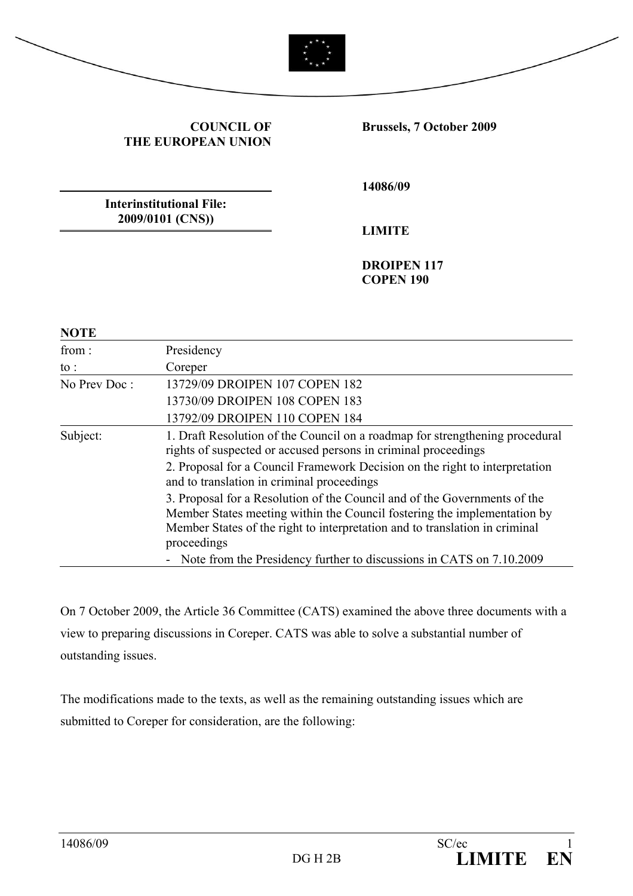**COUNCIL OF THE EUROPEAN UNION**

**Brussels, 7 October 2009**

**Interinstitutional File: 2009/0101 (CNS))**

**14086/09**

**LIMITE**

**DROIPEN 117**
**COPEN 190**

**NOTE**

| | |
|---|---|
| from : | Presidency |
| to : | Coreper |
| No Prev Doc : | 13729/09 DROIPEN 107 COPEN 182<br>13730/09 DROIPEN 108 COPEN 183<br>13792/09 DROIPEN 110 COPEN 184 |
| Subject: | 1. Draft Resolution of the Council on a roadmap for strengthening procedural rights of suspected or accused persons in criminal proceedings<br>2. Proposal for a Council Framework Decision on the right to interpretation and to translation in criminal proceedings<br>3. Proposal for a Resolution of the Council and of the Governments of the Member States meeting within the Council fostering the implementation by Member States of the right to interpretation and to translation in criminal proceedings<br>- Note from the Presidency further to discussions in CATS on 7.10.2009 |

On 7 October 2009, the Article 36 Committee (CATS) examined the above three documents with a view to preparing discussions in Coreper. CATS was able to solve a substantial number of outstanding issues.

The modifications made to the texts, as well as the remaining outstanding issues which are submitted to Coreper for consideration, are the following: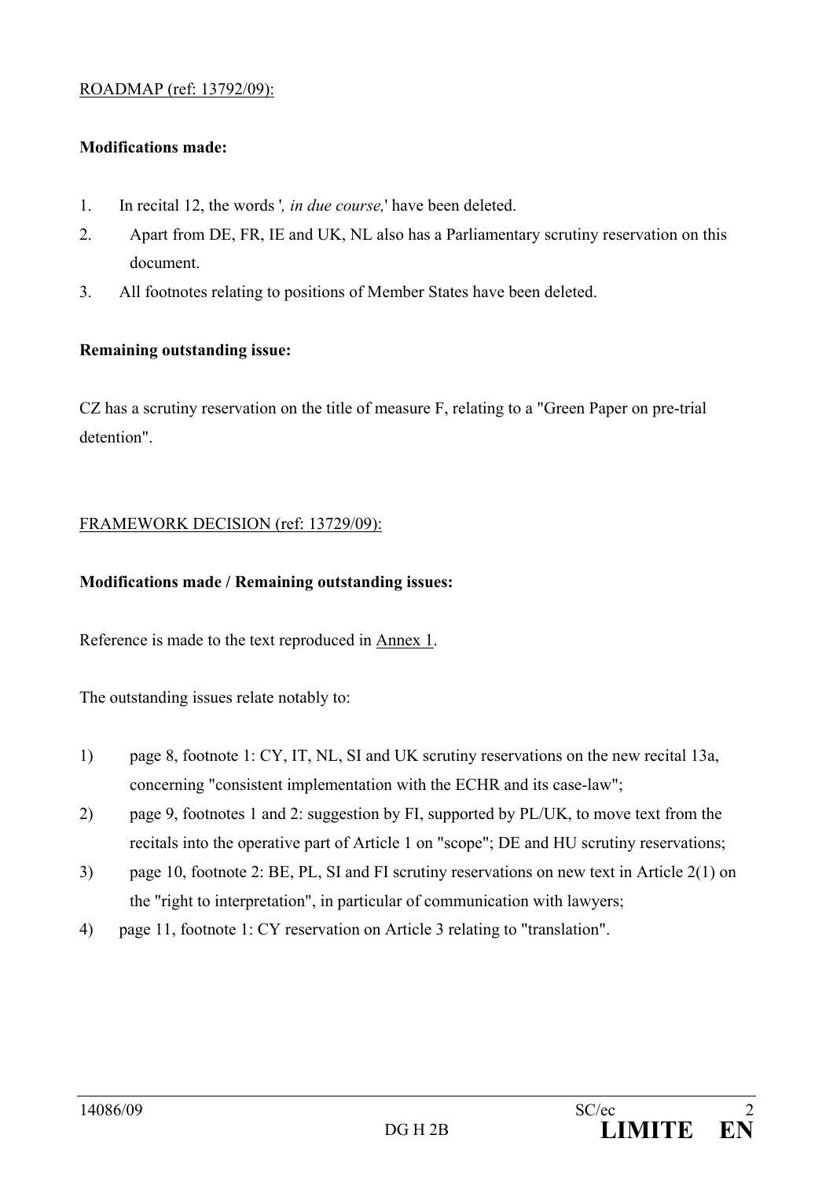ROADMAP (ref: 13792/09):

**Modifications made:**

1. In recital 12, the words '*, in due course,*' have been deleted.
2. Apart from DE, FR, IE and UK, NL also has a Parliamentary scrutiny reservation on this document.
3. All footnotes relating to positions of Member States have been deleted.

**Remaining outstanding issue:**

CZ has a scrutiny reservation on the title of measure F, relating to a "Green Paper on pre-trial detention".

FRAMEWORK DECISION (ref: 13729/09):

**Modifications made / Remaining outstanding issues:**

Reference is made to the text reproduced in Annex 1.

The outstanding issues relate notably to:

1) page 8, footnote 1: CY, IT, NL, SI and UK scrutiny reservations on the new recital 13a, concerning "consistent implementation with the ECHR and its case-law";
2) page 9, footnotes 1 and 2: suggestion by FI, supported by PL/UK, to move text from the recitals into the operative part of Article 1 on "scope"; DE and HU scrutiny reservations;
3) page 10, footnote 2: BE, PL, SI and FI scrutiny reservations on new text in Article 2(1) on the "right to interpretation", in particular of communication with lawyers;
4) page 11, footnote 1: CY reservation on Article 3 relating to "translation".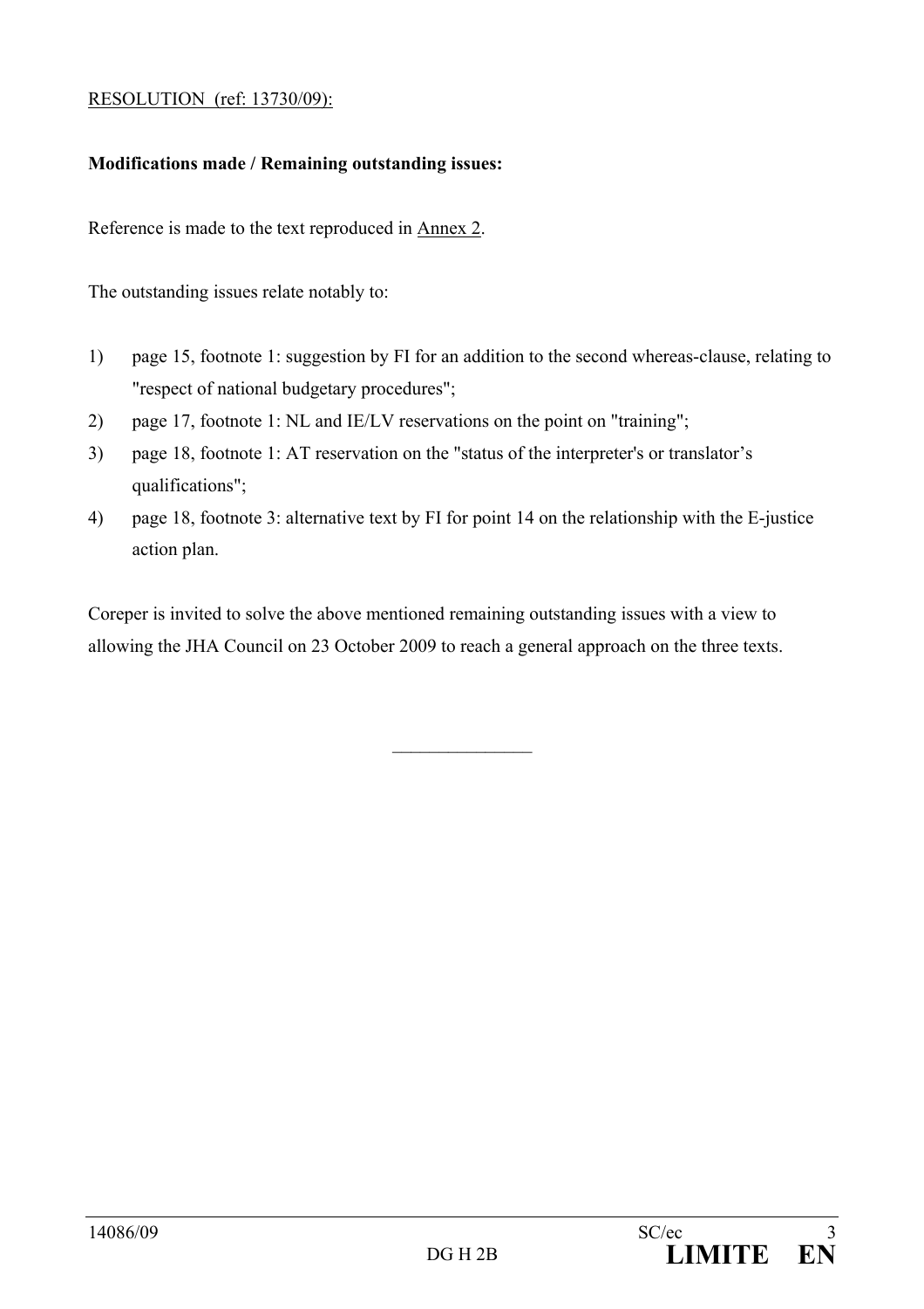RESOLUTION (ref: 13730/09):

**Modifications made / Remaining outstanding issues:**

Reference is made to the text reproduced in Annex 2.

The outstanding issues relate notably to:

1) page 15, footnote 1: suggestion by FI for an addition to the second whereas-clause, relating to "respect of national budgetary procedures";
2) page 17, footnote 1: NL and IE/LV reservations on the point on "training";
3) page 18, footnote 1: AT reservation on the "status of the interpreter's or translator’s qualifications";
4) page 18, footnote 3: alternative text by FI for point 14 on the relationship with the E-justice action plan.

Coreper is invited to solve the above mentioned remaining outstanding issues with a view to allowing the JHA Council on 23 October 2009 to reach a general approach on the three texts.

\_\_\_\_\_\_\_\_\_\_\_\_\_\_\_\_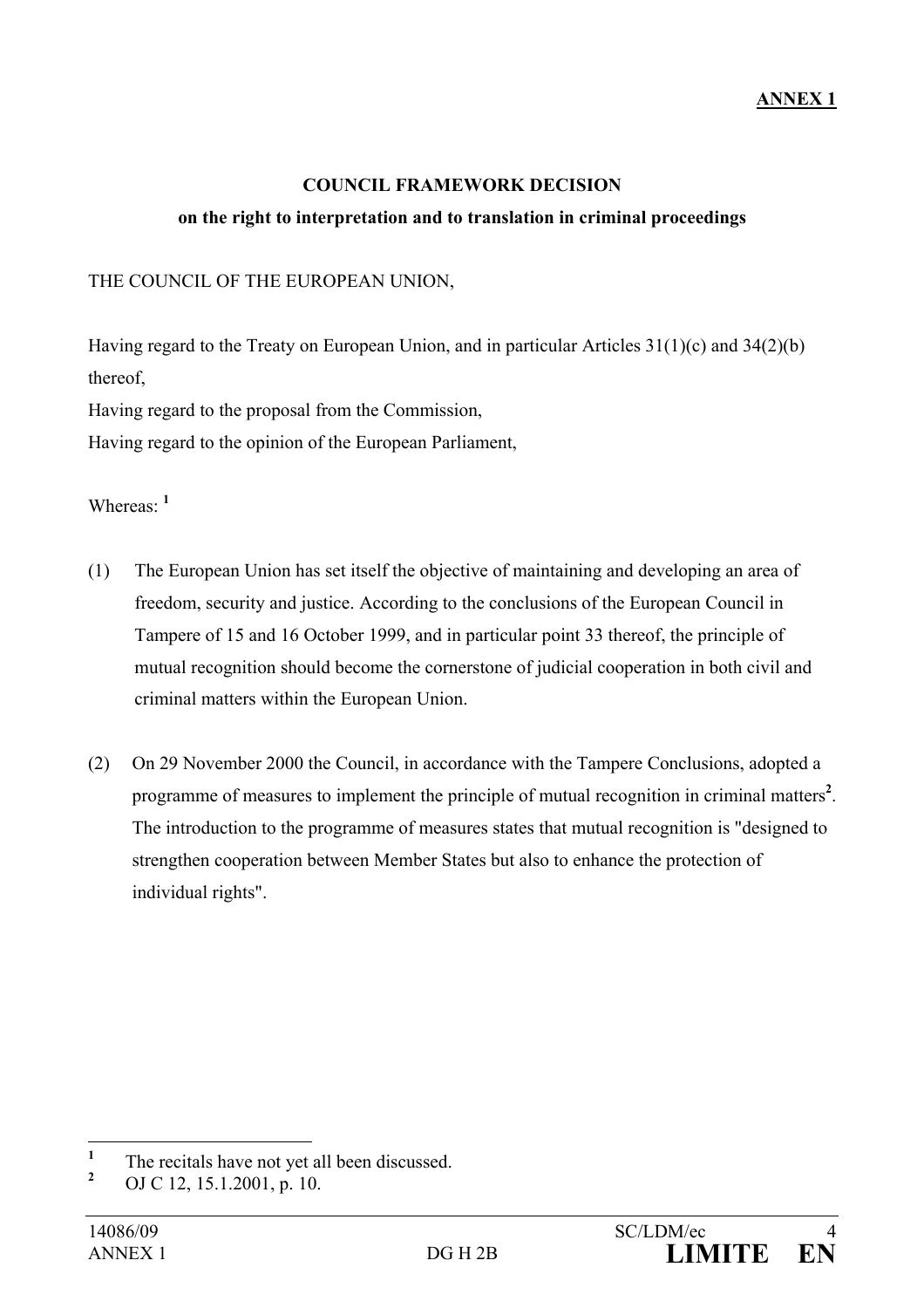**ANNEX 1**

**COUNCIL FRAMEWORK DECISION**

**on the right to interpretation and to translation in criminal proceedings**

THE COUNCIL OF THE EUROPEAN UNION,

Having regard to the Treaty on European Union, and in particular Articles 31(1)(c) and 34(2)(b) thereof,

Having regard to the proposal from the Commission,

Having regard to the opinion of the European Parliament,

Whereas: [1]

(1) The European Union has set itself the objective of maintaining and developing an area of freedom, security and justice. According to the conclusions of the European Council in Tampere of 15 and 16 October 1999, and in particular point 33 thereof, the principle of mutual recognition should become the cornerstone of judicial cooperation in both civil and criminal matters within the European Union.

(2) On 29 November 2000 the Council, in accordance with the Tampere Conclusions, adopted a programme of measures to implement the principle of mutual recognition in criminal matters[2]. The introduction to the programme of measures states that mutual recognition is "designed to strengthen cooperation between Member States but also to enhance the protection of individual rights".

---

[1] The recitals have not yet all been discussed.

[2] OJ C 12, 15.1.2001, p. 10.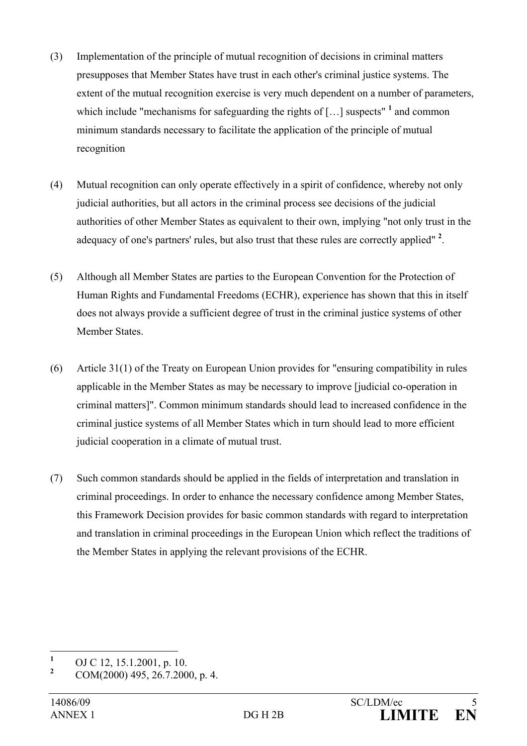(3) Implementation of the principle of mutual recognition of decisions in criminal matters presupposes that Member States have trust in each other's criminal justice systems. The extent of the mutual recognition exercise is very much dependent on a number of parameters, which include "mechanisms for safeguarding the rights of […] suspects" [1] and common minimum standards necessary to facilitate the application of the principle of mutual recognition

(4) Mutual recognition can only operate effectively in a spirit of confidence, whereby not only judicial authorities, but all actors in the criminal process see decisions of the judicial authorities of other Member States as equivalent to their own, implying "not only trust in the adequacy of one's partners' rules, but also trust that these rules are correctly applied" [2].

(5) Although all Member States are parties to the European Convention for the Protection of Human Rights and Fundamental Freedoms (ECHR), experience has shown that this in itself does not always provide a sufficient degree of trust in the criminal justice systems of other Member States.

(6) Article 31(1) of the Treaty on European Union provides for "ensuring compatibility in rules applicable in the Member States as may be necessary to improve [judicial co-operation in criminal matters]". Common minimum standards should lead to increased confidence in the criminal justice systems of all Member States which in turn should lead to more efficient judicial cooperation in a climate of mutual trust.

(7) Such common standards should be applied in the fields of interpretation and translation in criminal proceedings. In order to enhance the necessary confidence among Member States, this Framework Decision provides for basic common standards with regard to interpretation and translation in criminal proceedings in the European Union which reflect the traditions of the Member States in applying the relevant provisions of the ECHR.

---

[1] OJ C 12, 15.1.2001, p. 10.

[2] COM(2000) 495, 26.7.2000, p. 4.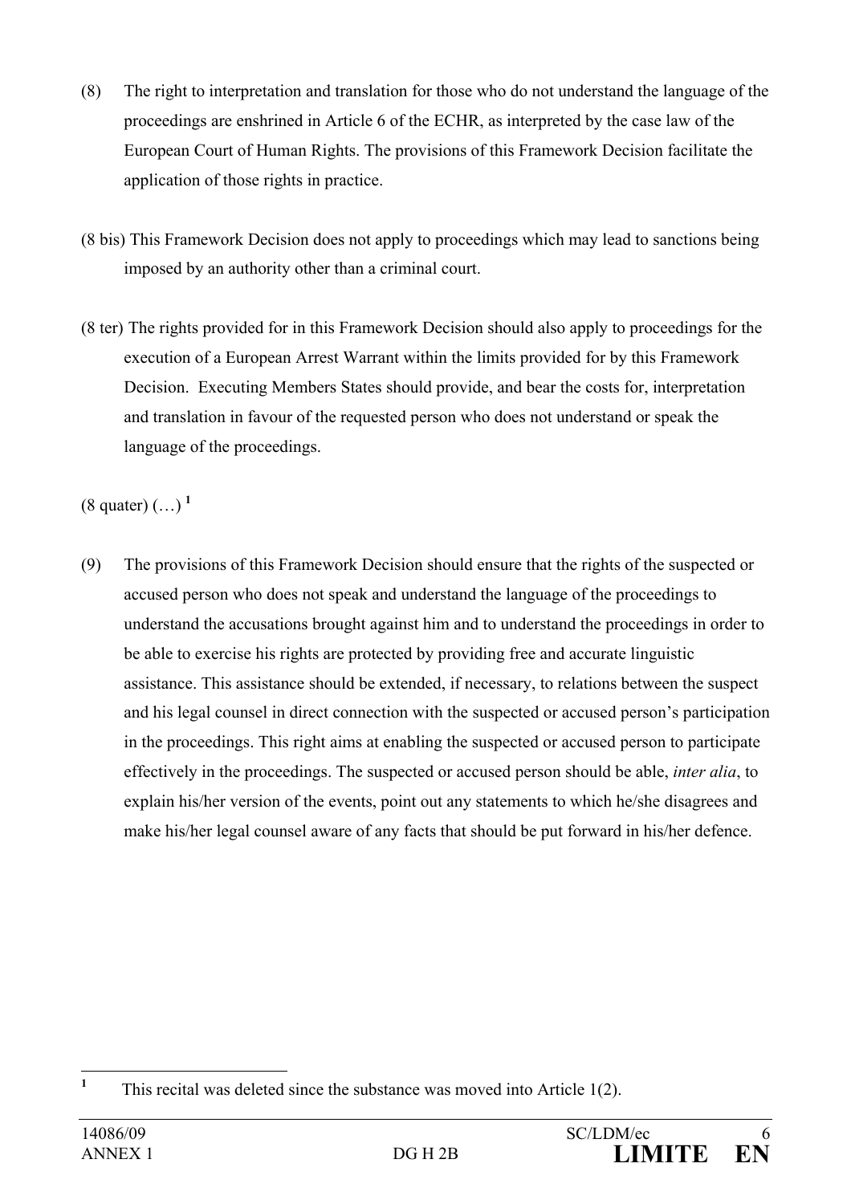(8) The right to interpretation and translation for those who do not understand the language of the proceedings are enshrined in Article 6 of the ECHR, as interpreted by the case law of the European Court of Human Rights. The provisions of this Framework Decision facilitate the application of those rights in practice.

(8 bis) This Framework Decision does not apply to proceedings which may lead to sanctions being imposed by an authority other than a criminal court.

(8 ter) The rights provided for in this Framework Decision should also apply to proceedings for the execution of a European Arrest Warrant within the limits provided for by this Framework Decision. Executing Members States should provide, and bear the costs for, interpretation and translation in favour of the requested person who does not understand or speak the language of the proceedings.

(8 quater) (…) [1]

(9) The provisions of this Framework Decision should ensure that the rights of the suspected or accused person who does not speak and understand the language of the proceedings to understand the accusations brought against him and to understand the proceedings in order to be able to exercise his rights are protected by providing free and accurate linguistic assistance. This assistance should be extended, if necessary, to relations between the suspect and his legal counsel in direct connection with the suspected or accused person's participation in the proceedings. This right aims at enabling the suspected or accused person to participate effectively in the proceedings. The suspected or accused person should be able, *inter alia*, to explain his/her version of the events, point out any statements to which he/she disagrees and make his/her legal counsel aware of any facts that should be put forward in his/her defence.

---

[1] This recital was deleted since the substance was moved into Article 1(2).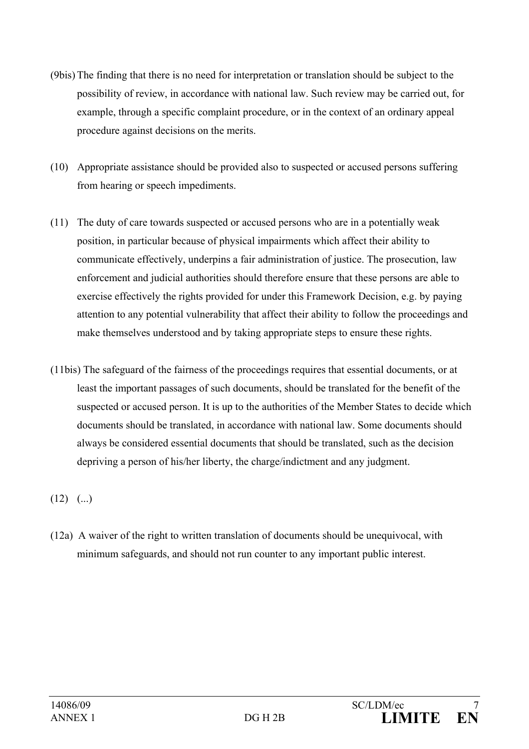(9bis) The finding that there is no need for interpretation or translation should be subject to the possibility of review, in accordance with national law. Such review may be carried out, for example, through a specific complaint procedure, or in the context of an ordinary appeal procedure against decisions on the merits.

(10) Appropriate assistance should be provided also to suspected or accused persons suffering from hearing or speech impediments.

(11) The duty of care towards suspected or accused persons who are in a potentially weak position, in particular because of physical impairments which affect their ability to communicate effectively, underpins a fair administration of justice. The prosecution, law enforcement and judicial authorities should therefore ensure that these persons are able to exercise effectively the rights provided for under this Framework Decision, e.g. by paying attention to any potential vulnerability that affect their ability to follow the proceedings and make themselves understood and by taking appropriate steps to ensure these rights.

(11bis) The safeguard of the fairness of the proceedings requires that essential documents, or at least the important passages of such documents, should be translated for the benefit of the suspected or accused person. It is up to the authorities of the Member States to decide which documents should be translated, in accordance with national law. Some documents should always be considered essential documents that should be translated, such as the decision depriving a person of his/her liberty, the charge/indictment and any judgment.

(12) (...)

(12a) A waiver of the right to written translation of documents should be unequivocal, with minimum safeguards, and should not run counter to any important public interest.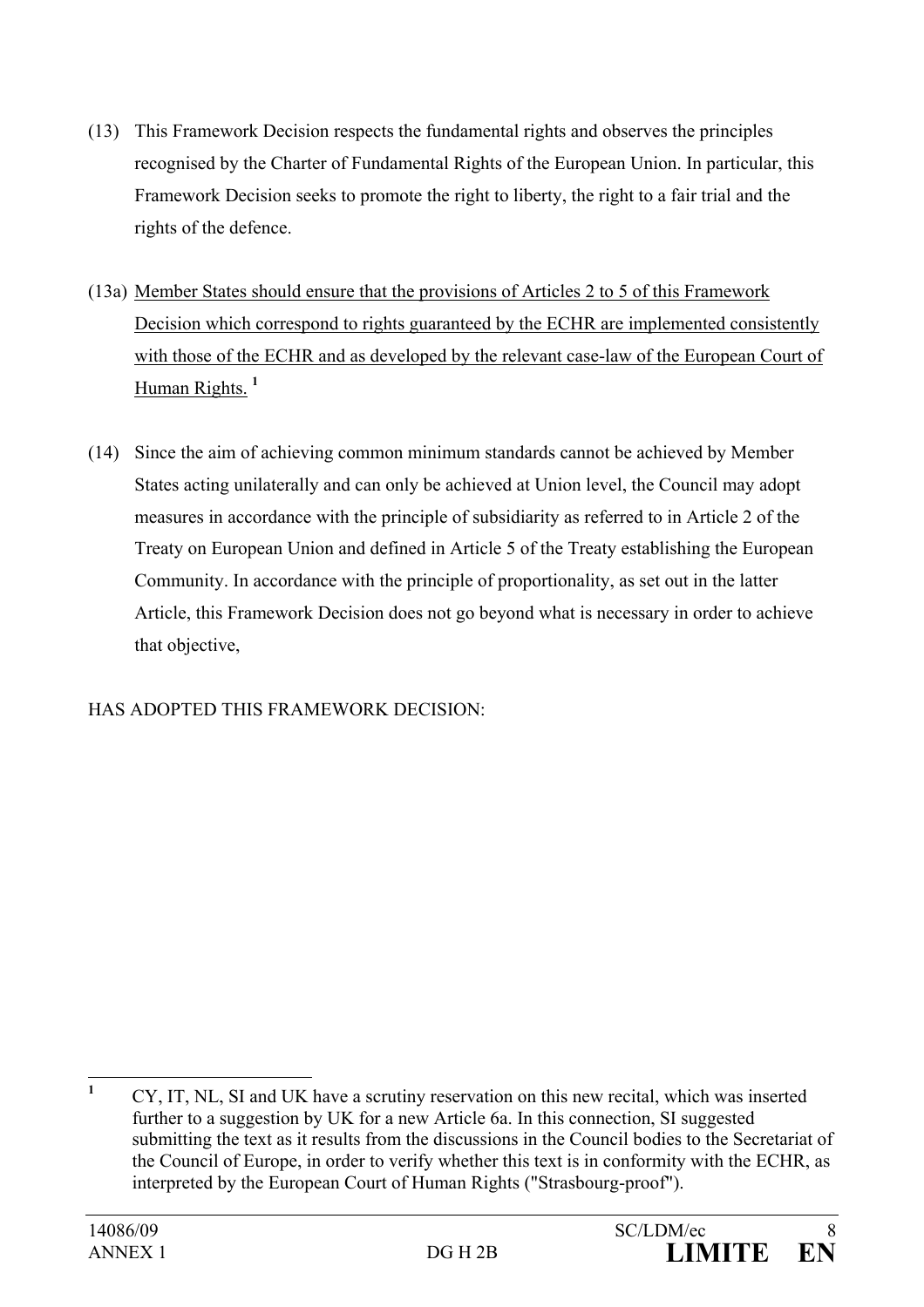(13) This Framework Decision respects the fundamental rights and observes the principles recognised by the Charter of Fundamental Rights of the European Union. In particular, this Framework Decision seeks to promote the right to liberty, the right to a fair trial and the rights of the defence.

(13a) <u>Member States should ensure that the provisions of Articles 2 to 5 of this Framework Decision which correspond to rights guaranteed by the ECHR are implemented consistently with those of the ECHR and as developed by the relevant case-law of the European Court of Human Rights.</u> [1]

(14) Since the aim of achieving common minimum standards cannot be achieved by Member States acting unilaterally and can only be achieved at Union level, the Council may adopt measures in accordance with the principle of subsidiarity as referred to in Article 2 of the Treaty on European Union and defined in Article 5 of the Treaty establishing the European Community. In accordance with the principle of proportionality, as set out in the latter Article, this Framework Decision does not go beyond what is necessary in order to achieve that objective,

HAS ADOPTED THIS FRAMEWORK DECISION:

---

[1] CY, IT, NL, SI and UK have a scrutiny reservation on this new recital, which was inserted further to a suggestion by UK for a new Article 6a. In this connection, SI suggested submitting the text as it results from the discussions in the Council bodies to the Secretariat of the Council of Europe, in order to verify whether this text is in conformity with the ECHR, as interpreted by the European Court of Human Rights ("Strasbourg-proof").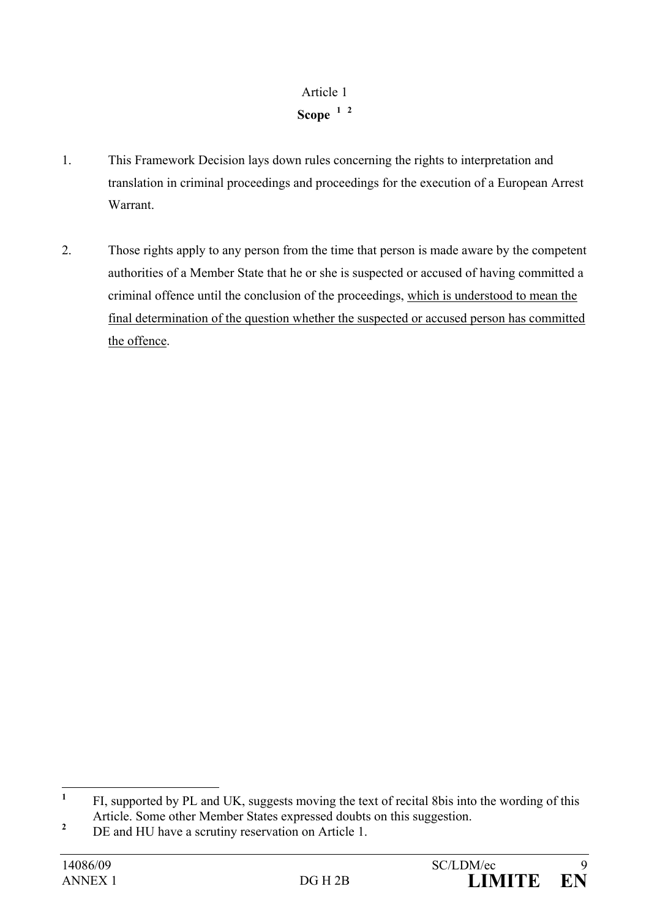Article 1

**Scope** [1] [2]

1. This Framework Decision lays down rules concerning the rights to interpretation and translation in criminal proceedings and proceedings for the execution of a European Arrest Warrant.

2. Those rights apply to any person from the time that person is made aware by the competent authorities of a Member State that he or she is suspected or accused of having committed a criminal offence until the conclusion of the proceedings, <u>which is understood to mean the final determination of the question whether the suspected or accused person has committed the offence</u>.

---

[1] FI, supported by PL and UK, suggests moving the text of recital 8bis into the wording of this Article. Some other Member States expressed doubts on this suggestion.

[2] DE and HU have a scrutiny reservation on Article 1.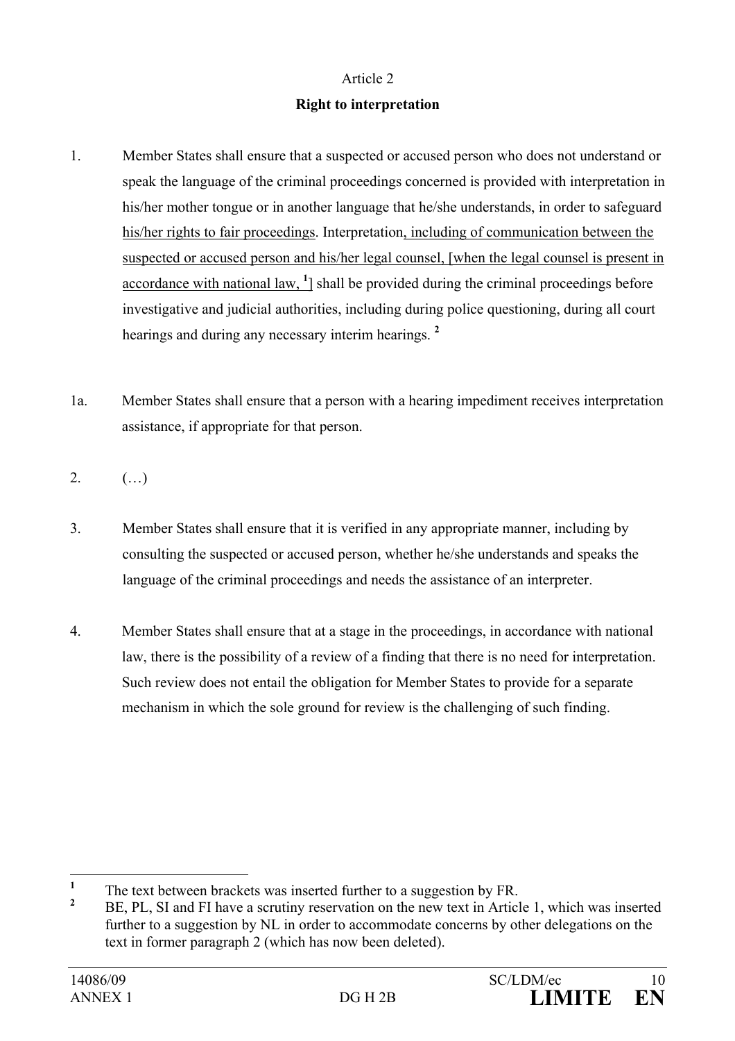Article 2

**Right to interpretation**

1. Member States shall ensure that a suspected or accused person who does not understand or speak the language of the criminal proceedings concerned is provided with interpretation in his/her mother tongue or in another language that he/she understands, in order to safeguard <u>his/her rights to fair proceedings</u>. Interpretation<u>, including of communication between the suspected or accused person and his/her legal counsel, [when the legal counsel is present in accordance with national law,</u> [1]] shall be provided during the criminal proceedings before investigative and judicial authorities, including during police questioning, during all court hearings and during any necessary interim hearings. [2]

1a. Member States shall ensure that a person with a hearing impediment receives interpretation assistance, if appropriate for that person.

2. (…)

3. Member States shall ensure that it is verified in any appropriate manner, including by consulting the suspected or accused person, whether he/she understands and speaks the language of the criminal proceedings and needs the assistance of an interpreter.

4. Member States shall ensure that at a stage in the proceedings, in accordance with national law, there is the possibility of a review of a finding that there is no need for interpretation. Such review does not entail the obligation for Member States to provide for a separate mechanism in which the sole ground for review is the challenging of such finding.

---

[1] The text between brackets was inserted further to a suggestion by FR.

[2] BE, PL, SI and FI have a scrutiny reservation on the new text in Article 1, which was inserted further to a suggestion by NL in order to accommodate concerns by other delegations on the text in former paragraph 2 (which has now been deleted).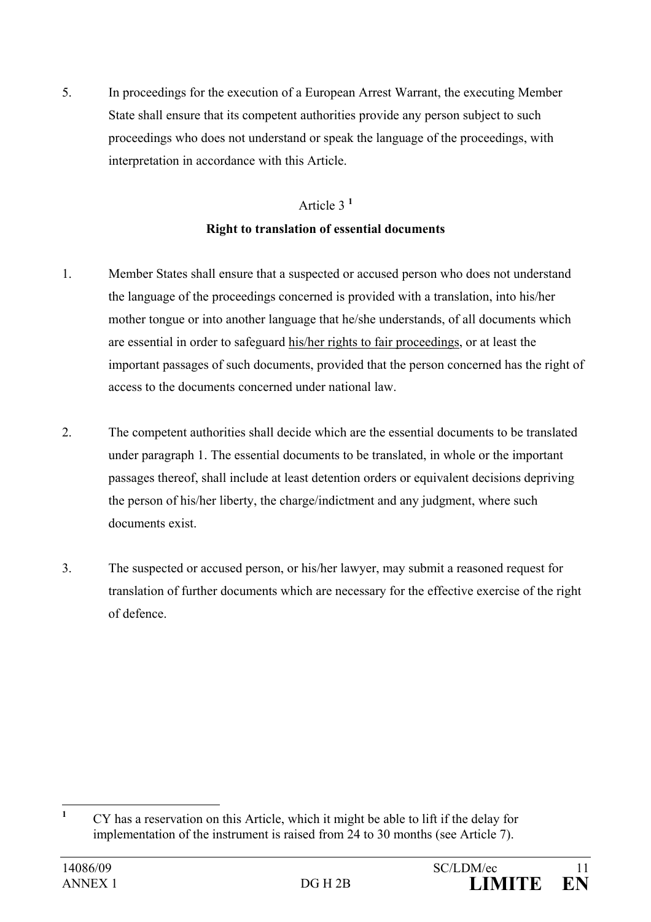5. In proceedings for the execution of a European Arrest Warrant, the executing Member State shall ensure that its competent authorities provide any person subject to such proceedings who does not understand or speak the language of the proceedings, with interpretation in accordance with this Article.

Article 3 [1]

**Right to translation of essential documents**

1. Member States shall ensure that a suspected or accused person who does not understand the language of the proceedings concerned is provided with a translation, into his/her mother tongue or into another language that he/she understands, of all documents which are essential in order to safeguard <u>his/her rights to fair proceedings</u>, or at least the important passages of such documents, provided that the person concerned has the right of access to the documents concerned under national law.

2. The competent authorities shall decide which are the essential documents to be translated under paragraph 1. The essential documents to be translated, in whole or the important passages thereof, shall include at least detention orders or equivalent decisions depriving the person of his/her liberty, the charge/indictment and any judgment, where such documents exist.

3. The suspected or accused person, or his/her lawyer, may submit a reasoned request for translation of further documents which are necessary for the effective exercise of the right of defence.

---

[1] CY has a reservation on this Article, which it might be able to lift if the delay for implementation of the instrument is raised from 24 to 30 months (see Article 7).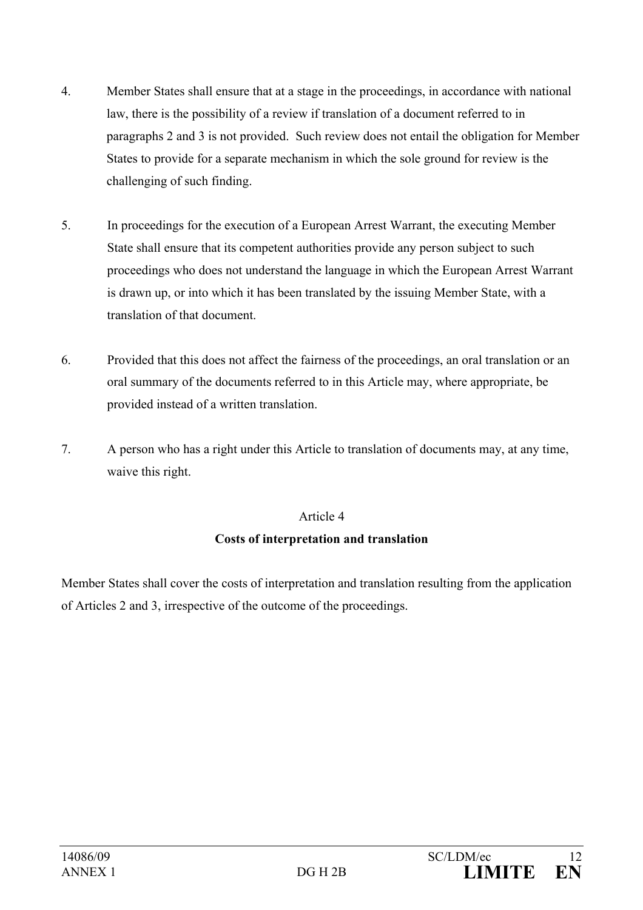4. Member States shall ensure that at a stage in the proceedings, in accordance with national law, there is the possibility of a review if translation of a document referred to in paragraphs 2 and 3 is not provided. Such review does not entail the obligation for Member States to provide for a separate mechanism in which the sole ground for review is the challenging of such finding.

5. In proceedings for the execution of a European Arrest Warrant, the executing Member State shall ensure that its competent authorities provide any person subject to such proceedings who does not understand the language in which the European Arrest Warrant is drawn up, or into which it has been translated by the issuing Member State, with a translation of that document.

6. Provided that this does not affect the fairness of the proceedings, an oral translation or an oral summary of the documents referred to in this Article may, where appropriate, be provided instead of a written translation.

7. A person who has a right under this Article to translation of documents may, at any time, waive this right.

Article 4

**Costs of interpretation and translation**

Member States shall cover the costs of interpretation and translation resulting from the application of Articles 2 and 3, irrespective of the outcome of the proceedings.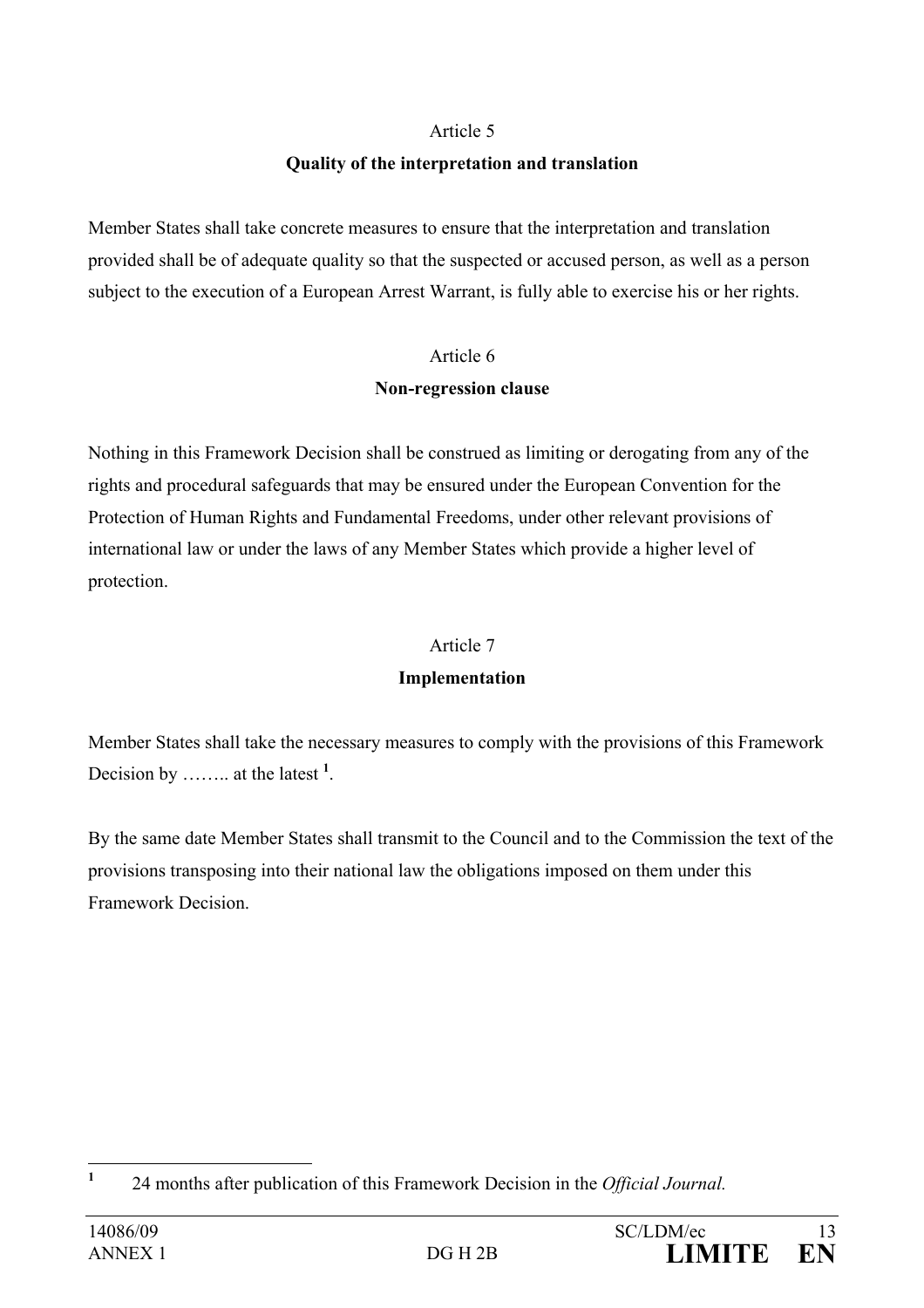Article 5

**Quality of the interpretation and translation**

Member States shall take concrete measures to ensure that the interpretation and translation provided shall be of adequate quality so that the suspected or accused person, as well as a person subject to the execution of a European Arrest Warrant, is fully able to exercise his or her rights.

Article 6

**Non-regression clause**

Nothing in this Framework Decision shall be construed as limiting or derogating from any of the rights and procedural safeguards that may be ensured under the European Convention for the Protection of Human Rights and Fundamental Freedoms, under other relevant provisions of international law or under the laws of any Member States which provide a higher level of protection.

Article 7

**Implementation**

Member States shall take the necessary measures to comply with the provisions of this Framework Decision by …….. at the latest [1].

By the same date Member States shall transmit to the Council and to the Commission the text of the provisions transposing into their national law the obligations imposed on them under this Framework Decision.

---

[1] 24 months after publication of this Framework Decision in the *Official Journal.*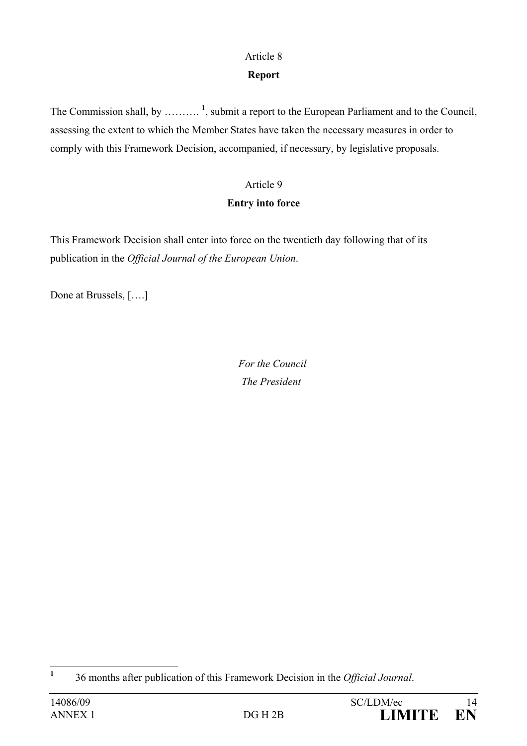Article 8

**Report**

The Commission shall, by ………. [1], submit a report to the European Parliament and to the Council, assessing the extent to which the Member States have taken the necessary measures in order to comply with this Framework Decision, accompanied, if necessary, by legislative proposals.

Article 9

**Entry into force**

This Framework Decision shall enter into force on the twentieth day following that of its publication in the *Official Journal of the European Union*.

Done at Brussels, [….]

*For the Council*
*The President*

---

[1] 36 months after publication of this Framework Decision in the *Official Journal*.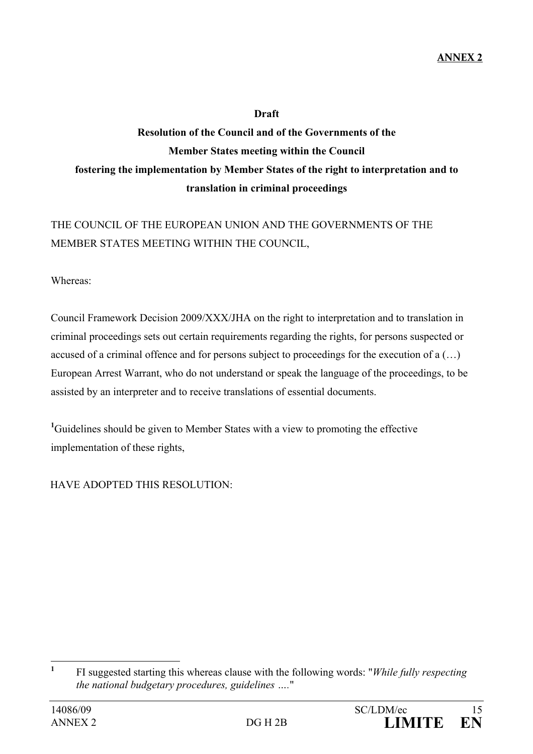**ANNEX 2**

**Draft**

**Resolution of the Council and of the Governments of the Member States meeting within the Council fostering the implementation by Member States of the right to interpretation and to translation in criminal proceedings**

THE COUNCIL OF THE EUROPEAN UNION AND THE GOVERNMENTS OF THE MEMBER STATES MEETING WITHIN THE COUNCIL,

Whereas:

Council Framework Decision 2009/XXX/JHA on the right to interpretation and to translation in criminal proceedings sets out certain requirements regarding the rights, for persons suspected or accused of a criminal offence and for persons subject to proceedings for the execution of a (…) European Arrest Warrant, who do not understand or speak the language of the proceedings, to be assisted by an interpreter and to receive translations of essential documents.

[1]Guidelines should be given to Member States with a view to promoting the effective implementation of these rights,

HAVE ADOPTED THIS RESOLUTION:

---

[1] FI suggested starting this whereas clause with the following words: "*While fully respecting the national budgetary procedures, guidelines ….*"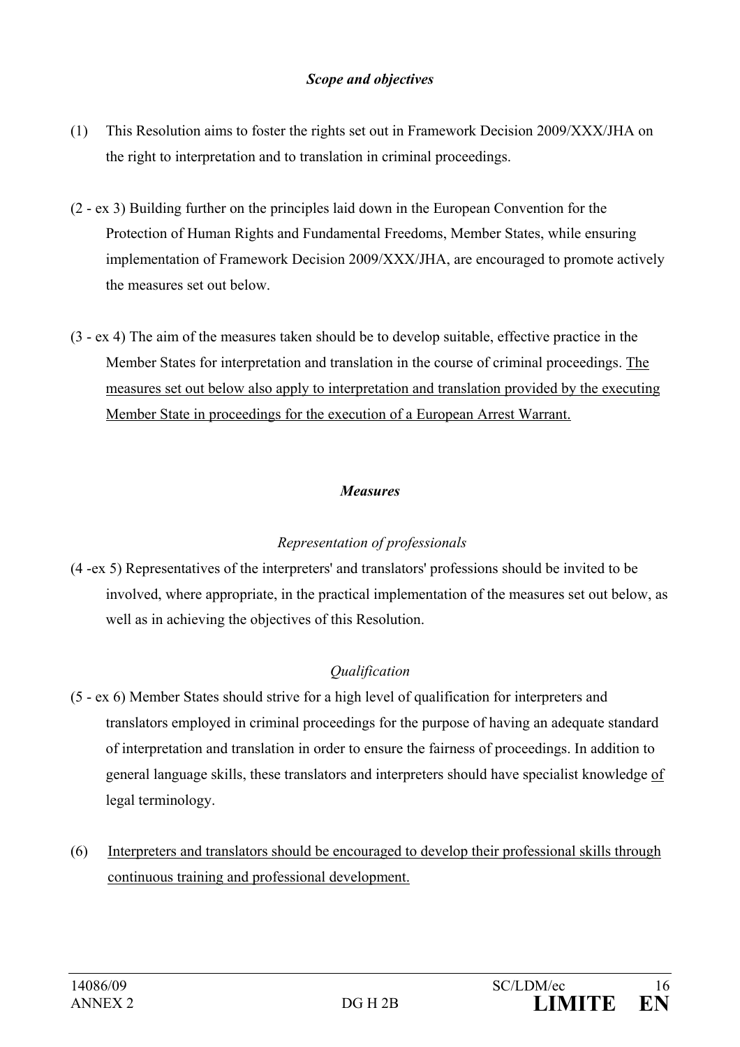*Scope and objectives*

(1) This Resolution aims to foster the rights set out in Framework Decision 2009/XXX/JHA on the right to interpretation and to translation in criminal proceedings.

(2 - ex 3) Building further on the principles laid down in the European Convention for the Protection of Human Rights and Fundamental Freedoms, Member States, while ensuring implementation of Framework Decision 2009/XXX/JHA, are encouraged to promote actively the measures set out below.

(3 - ex 4) The aim of the measures taken should be to develop suitable, effective practice in the Member States for interpretation and translation in the course of criminal proceedings. <u>The measures set out below also apply to interpretation and translation provided by the executing Member State in proceedings for the execution of a European Arrest Warrant.</u>

***Measures***

*Representation of professionals*

(4 -ex 5) Representatives of the interpreters' and translators' professions should be invited to be involved, where appropriate, in the practical implementation of the measures set out below, as well as in achieving the objectives of this Resolution.

*Qualification*

(5 - ex 6) Member States should strive for a high level of qualification for interpreters and translators employed in criminal proceedings for the purpose of having an adequate standard of interpretation and translation in order to ensure the fairness of proceedings. In addition to general language skills, these translators and interpreters should have specialist knowledge <u>of</u> legal terminology.

(6) <u>Interpreters and translators should be encouraged to develop their professional skills through continuous training and professional development.</u>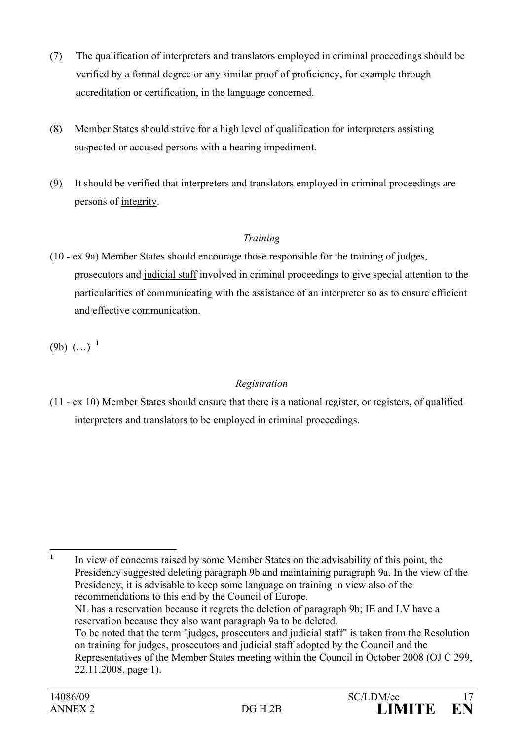(7) The qualification of interpreters and translators employed in criminal proceedings should be verified by a formal degree or any similar proof of proficiency, for example through accreditation or certification, in the language concerned.

(8) Member States should strive for a high level of qualification for interpreters assisting suspected or accused persons with a hearing impediment.

(9) It should be verified that interpreters and translators employed in criminal proceedings are persons of <u>integrity</u>.

*Training*

(10 - ex 9a) Member States should encourage those responsible for the training of judges, prosecutors and <u>judicial staff</u> involved in criminal proceedings to give special attention to the particularities of communicating with the assistance of an interpreter so as to ensure efficient and effective communication.

(9b) (…) [1]

*Registration*

(11 - ex 10) Member States should ensure that there is a national register, or registers, of qualified interpreters and translators to be employed in criminal proceedings.

---

[1] In view of concerns raised by some Member States on the advisability of this point, the Presidency suggested deleting paragraph 9b and maintaining paragraph 9a. In the view of the Presidency, it is advisable to keep some language on training in view also of the recommendations to this end by the Council of Europe.
NL has a reservation because it regrets the deletion of paragraph 9b; IE and LV have a reservation because they also want paragraph 9a to be deleted.
To be noted that the term "judges, prosecutors and judicial staff" is taken from the Resolution on training for judges, prosecutors and judicial staff adopted by the Council and the Representatives of the Member States meeting within the Council in October 2008 (OJ C 299, 22.11.2008, page 1).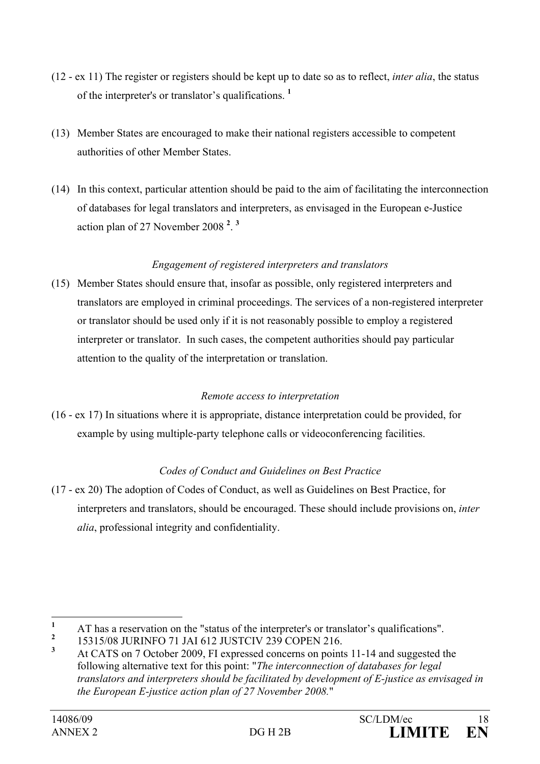(12 - ex 11) The register or registers should be kept up to date so as to reflect, *inter alia*, the status of the interpreter's or translator's qualifications. [1]

(13) Member States are encouraged to make their national registers accessible to competent authorities of other Member States.

(14) In this context, particular attention should be paid to the aim of facilitating the interconnection of databases for legal translators and interpreters, as envisaged in the European e-Justice action plan of 27 November 2008 [2]. [3]

*Engagement of registered interpreters and translators*

(15) Member States should ensure that, insofar as possible, only registered interpreters and translators are employed in criminal proceedings. The services of a non-registered interpreter or translator should be used only if it is not reasonably possible to employ a registered interpreter or translator. In such cases, the competent authorities should pay particular attention to the quality of the interpretation or translation.

*Remote access to interpretation*

(16 - ex 17) In situations where it is appropriate, distance interpretation could be provided, for example by using multiple-party telephone calls or videoconferencing facilities.

*Codes of Conduct and Guidelines on Best Practice*

(17 - ex 20) The adoption of Codes of Conduct, as well as Guidelines on Best Practice, for interpreters and translators, should be encouraged. These should include provisions on, *inter alia*, professional integrity and confidentiality.

---

[1] AT has a reservation on the "status of the interpreter's or translator's qualifications".

[2] 15315/08 JURINFO 71 JAI 612 JUSTCIV 239 COPEN 216.

[3] At CATS on 7 October 2009, FI expressed concerns on points 11-14 and suggested the following alternative text for this point: "*The interconnection of databases for legal translators and interpreters should be facilitated by development of E-justice as envisaged in the European E-justice action plan of 27 November 2008.*"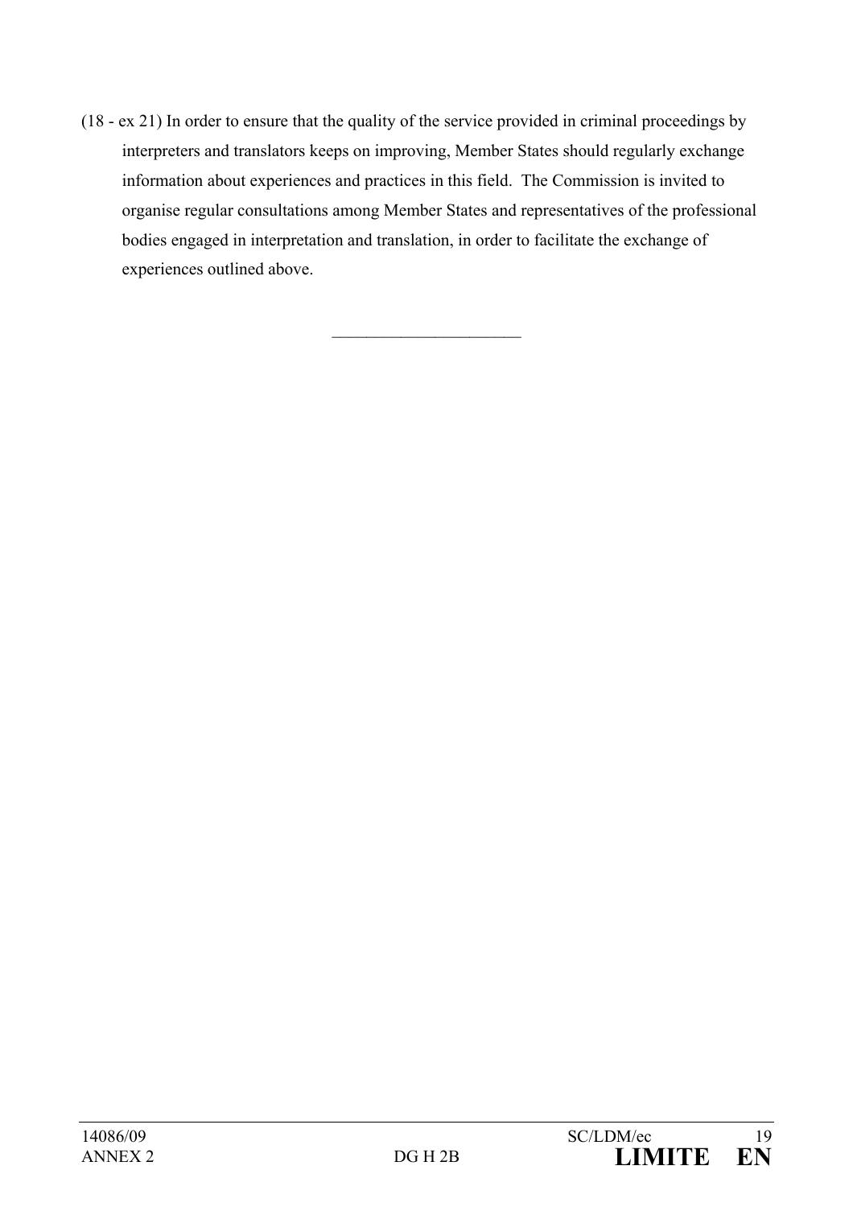(18 - ex 21) In order to ensure that the quality of the service provided in criminal proceedings by interpreters and translators keeps on improving, Member States should regularly exchange information about experiences and practices in this field. The Commission is invited to organise regular consultations among Member States and representatives of the professional bodies engaged in interpretation and translation, in order to facilitate the exchange of experiences outlined above.

---